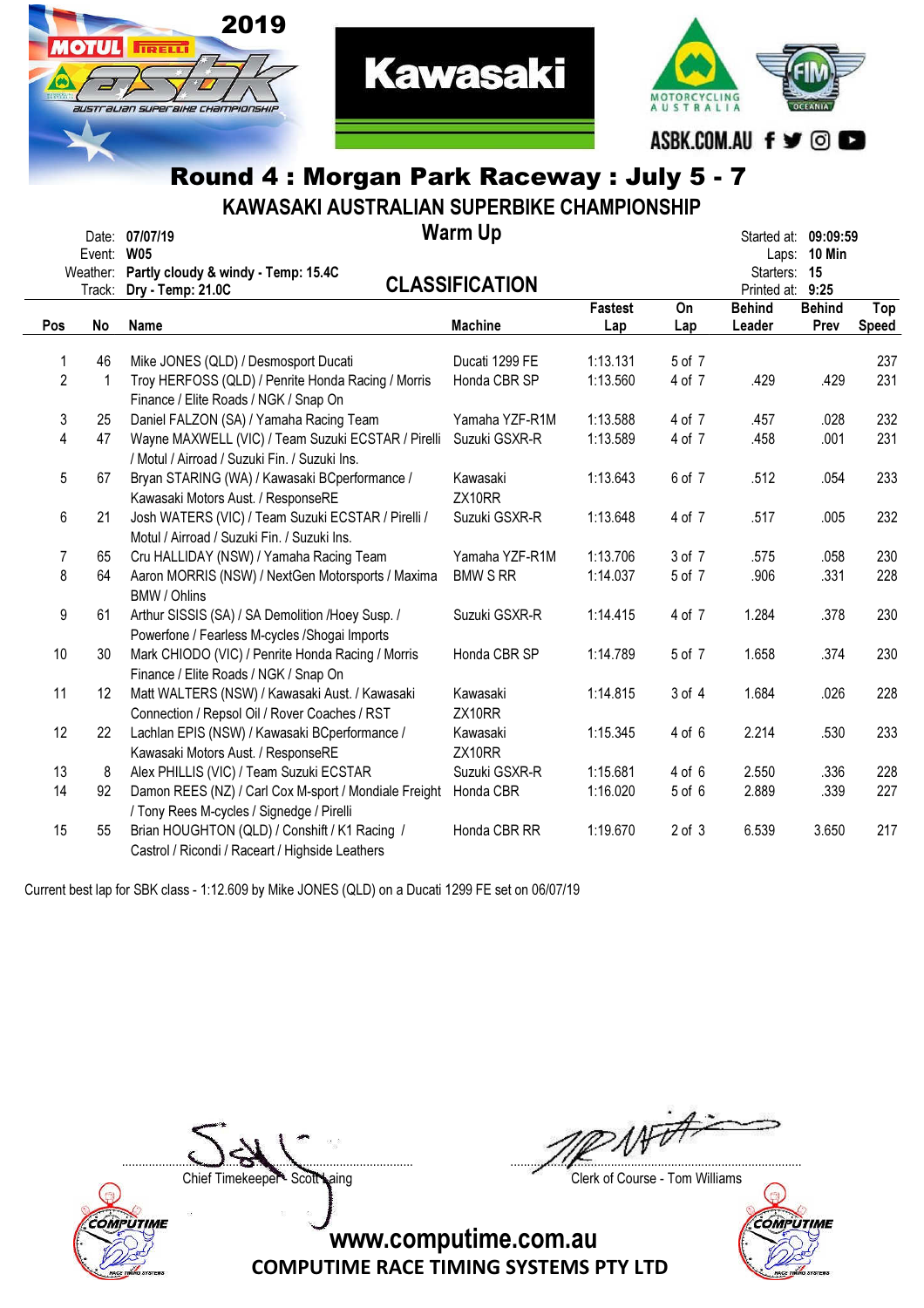2019 ASBK Australian Superbike Championship

Kawasaki

MOTORCYCLING AUSTRALIA · FIM OCEANIA

ASBK.COM.AU

# Round 4 : Morgan Park Raceway : July 5 - 7

## KAWASAKI AUSTRALIAN SUPERBIKE CHAMPIONSHIP

### Warm Up

### CLASSIFICATION

Date: 07/07/19
Event: W05
Weather: Partly cloudy & windy - Temp: 15.4C
Track: Dry - Temp: 21.0C

Started at: 09:09:59
Laps: 10 Min
Starters: 15
Printed at: 9:25

| Pos | No | Name | Machine | Fastest Lap | On Lap | Behind Leader | Behind Prev | Top Speed |
|---|---|---|---|---|---|---|---|---|
| 1 | 46 | Mike JONES (QLD) / Desmosport Ducati | Ducati 1299 FE | 1:13.131 | 5 of 7 | | | 237 |
| 2 | 1 | Troy HERFOSS (QLD) / Penrite Honda Racing / Morris Finance / Elite Roads / NGK / Snap On | Honda CBR SP | 1:13.560 | 4 of 7 | .429 | .429 | 231 |
| 3 | 25 | Daniel FALZON (SA) / Yamaha Racing Team | Yamaha YZF-R1M | 1:13.588 | 4 of 7 | .457 | .028 | 232 |
| 4 | 47 | Wayne MAXWELL (VIC) / Team Suzuki ECSTAR / Pirelli / Motul / Airroad / Suzuki Fin. / Suzuki Ins. | Suzuki GSXR-R | 1:13.589 | 4 of 7 | .458 | .001 | 231 |
| 5 | 67 | Bryan STARING (WA) / Kawasaki BCperformance / Kawasaki Motors Aust. / ResponseRE | Kawasaki ZX10RR | 1:13.643 | 6 of 7 | .512 | .054 | 233 |
| 6 | 21 | Josh WATERS (VIC) / Team Suzuki ECSTAR / Pirelli / Motul / Airroad / Suzuki Fin. / Suzuki Ins. | Suzuki GSXR-R | 1:13.648 | 4 of 7 | .517 | .005 | 232 |
| 7 | 65 | Cru HALLIDAY (NSW) / Yamaha Racing Team | Yamaha YZF-R1M | 1:13.706 | 3 of 7 | .575 | .058 | 230 |
| 8 | 64 | Aaron MORRIS (NSW) / NextGen Motorsports / Maxima BMW / Ohlins | BMW S RR | 1:14.037 | 5 of 7 | .906 | .331 | 228 |
| 9 | 61 | Arthur SISSIS (SA) / SA Demolition /Hoey Susp. / Powerfone / Fearless M-cycles /Shogai Imports | Suzuki GSXR-R | 1:14.415 | 4 of 7 | 1.284 | .378 | 230 |
| 10 | 30 | Mark CHIODO (VIC) / Penrite Honda Racing / Morris Finance / Elite Roads / NGK / Snap On | Honda CBR SP | 1:14.789 | 5 of 7 | 1.658 | .374 | 230 |
| 11 | 12 | Matt WALTERS (NSW) / Kawasaki Aust. / Kawasaki Connection / Repsol Oil / Rover Coaches / RST | Kawasaki ZX10RR | 1:14.815 | 3 of 4 | 1.684 | .026 | 228 |
| 12 | 22 | Lachlan EPIS (NSW) / Kawasaki BCperformance / Kawasaki Motors Aust. / ResponseRE | Kawasaki ZX10RR | 1:15.345 | 4 of 6 | 2.214 | .530 | 233 |
| 13 | 8 | Alex PHILLIS (VIC) / Team Suzuki ECSTAR | Suzuki GSXR-R | 1:15.681 | 4 of 6 | 2.550 | .336 | 228 |
| 14 | 92 | Damon REES (NZ) / Carl Cox M-sport / Mondiale Freight / Tony Rees M-cycles / Signedge / Pirelli | Honda CBR | 1:16.020 | 5 of 6 | 2.889 | .339 | 227 |
| 15 | 55 | Brian HOUGHTON (QLD) / Conshift / K1 Racing / Castrol / Ricondi / Raceart / Highside Leathers | Honda CBR RR | 1:19.670 | 2 of 3 | 6.539 | 3.650 | 217 |

Current best lap for SBK class - 1:12.609 by Mike JONES (QLD) on a Ducati 1299 FE set on 06/07/19

Chief Timekeeper - Scott Laing

Clerk of Course - Tom Williams

www.computime.com.au
COMPUTIME RACE TIMING SYSTEMS PTY LTD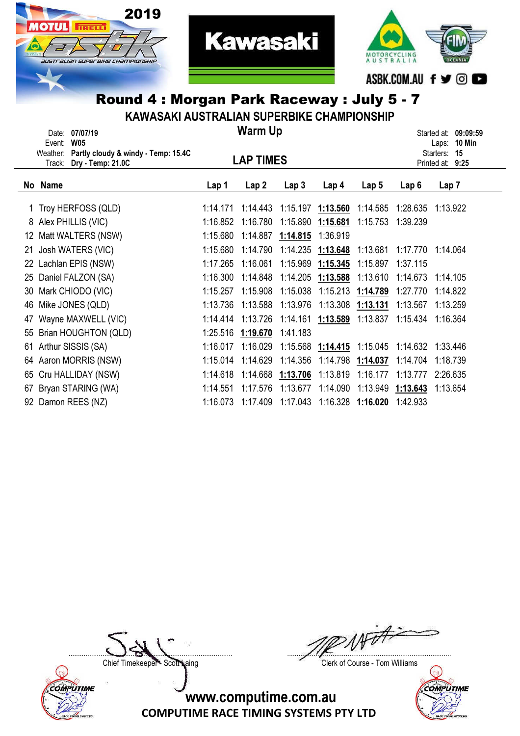# Round 4 : Morgan Park Raceway : July 5 - 7

## KAWASAKI AUSTRALIAN SUPERBIKE CHAMPIONSHIP

Date: 07/07/19
Event: W05
Weather: Partly cloudy & windy - Temp: 15.4C
Track: Dry - Temp: 21.0C

### Warm Up

### LAP TIMES

Started at: 09:09:59
Laps: 10 Min
Starters: 15
Printed at: 9:25

| No | Name | Lap 1 | Lap 2 | Lap 3 | Lap 4 | Lap 5 | Lap 6 | Lap 7 |
|---|---|---|---|---|---|---|---|---|
| 1 | Troy HERFOSS (QLD) | 1:14.171 | 1:14.443 | 1:15.197 | **1:13.560** | 1:14.585 | 1:28.635 | 1:13.922 |
| 8 | Alex PHILLIS (VIC) | 1:16.852 | 1:16.780 | 1:15.890 | **1:15.681** | 1:15.753 | 1:39.239 | |
| 12 | Matt WALTERS (NSW) | 1:15.680 | 1:14.887 | **1:14.815** | 1:36.919 | | | |
| 21 | Josh WATERS (VIC) | 1:15.680 | 1:14.790 | 1:14.235 | **1:13.648** | 1:13.681 | 1:17.770 | 1:14.064 |
| 22 | Lachlan EPIS (NSW) | 1:17.265 | 1:16.061 | 1:15.969 | **1:15.345** | 1:15.897 | 1:37.115 | |
| 25 | Daniel FALZON (SA) | 1:16.300 | 1:14.848 | 1:14.205 | **1:13.588** | 1:13.610 | 1:14.673 | 1:14.105 |
| 30 | Mark CHIODO (VIC) | 1:15.257 | 1:15.908 | 1:15.038 | 1:15.213 | **1:14.789** | 1:27.770 | 1:14.822 |
| 46 | Mike JONES (QLD) | 1:13.736 | 1:13.588 | 1:13.976 | 1:13.308 | **1:13.131** | 1:13.567 | 1:13.259 |
| 47 | Wayne MAXWELL (VIC) | 1:14.414 | 1:13.726 | 1:14.161 | **1:13.589** | 1:13.837 | 1:15.434 | 1:16.364 |
| 55 | Brian HOUGHTON (QLD) | 1:25.516 | **1:19.670** | 1:41.183 | | | | |
| 61 | Arthur SISSIS (SA) | 1:16.017 | 1:16.029 | 1:15.568 | **1:14.415** | 1:15.045 | 1:14.632 | 1:33.446 |
| 64 | Aaron MORRIS (NSW) | 1:15.014 | 1:14.629 | 1:14.356 | 1:14.798 | **1:14.037** | 1:14.704 | 1:18.739 |
| 65 | Cru HALLIDAY (NSW) | 1:14.618 | 1:14.668 | **1:13.706** | 1:13.819 | 1:16.177 | 1:13.777 | 2:26.635 |
| 67 | Bryan STARING (WA) | 1:14.551 | 1:17.576 | 1:13.677 | 1:14.090 | 1:13.949 | **1:13.643** | 1:13.654 |
| 92 | Damon REES (NZ) | 1:16.073 | 1:17.409 | 1:17.043 | 1:16.328 | **1:16.020** | 1:42.933 | |

Chief Timekeeper - Scott Laing

Clerk of Course - Tom Williams

www.computime.com.au
COMPUTIME RACE TIMING SYSTEMS PTY LTD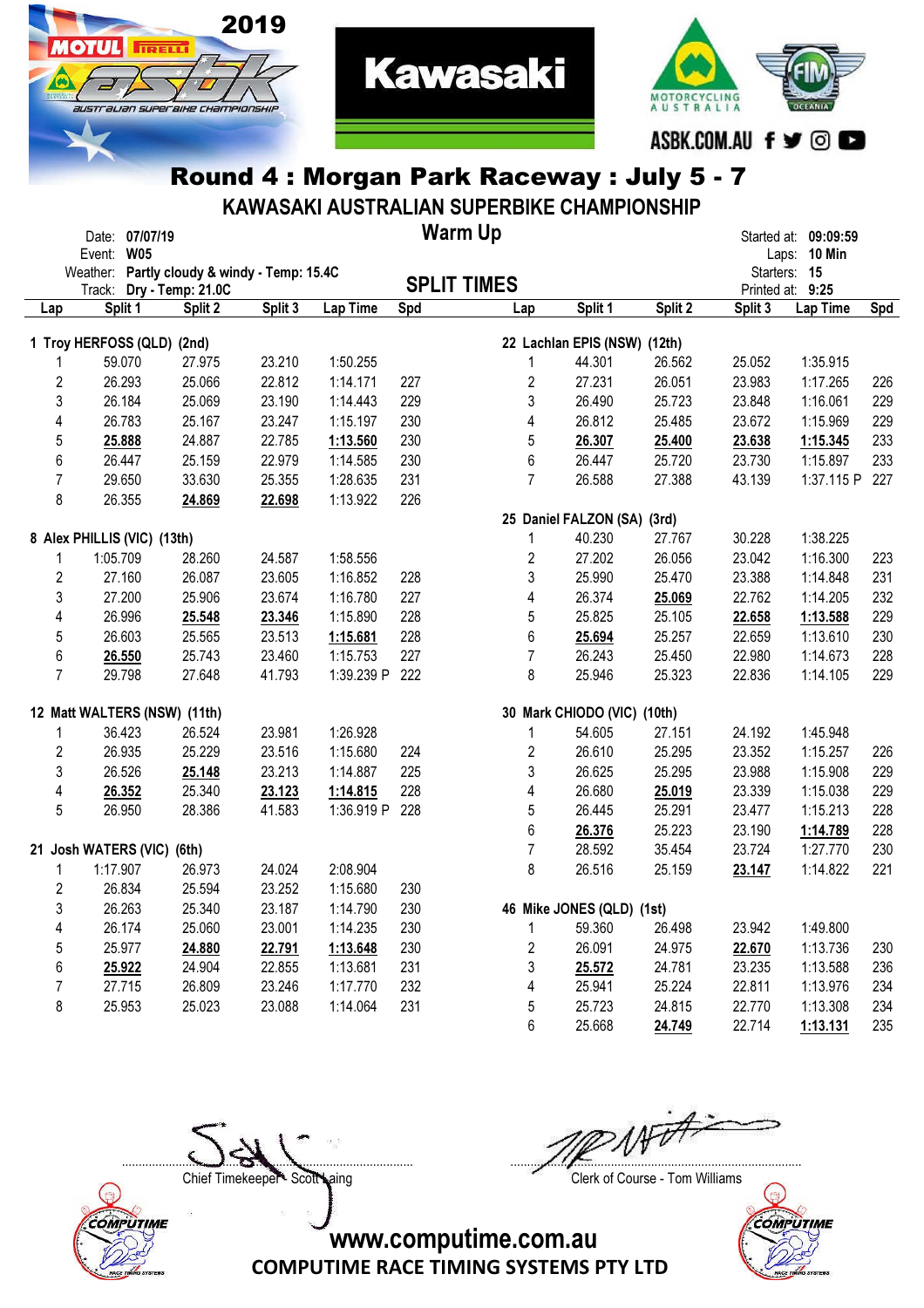# Round 4 : Morgan Park Raceway : July 5 - 7

## KAWASAKI AUSTRALIAN SUPERBIKE CHAMPIONSHIP

## Warm Up

Date: **07/07/19**
Event: **W05**
Weather: **Partly cloudy & windy - Temp: 15.4C**
Track: **Dry - Temp: 21.0C**

Started at: **09:09:59**
Laps: **10 Min**
Starters: **15**
Printed at: **9:25**

## SPLIT TIMES

**1 Troy HERFOSS (QLD) (2nd)**

| Lap | Split 1 | Split 2 | Split 3 | Lap Time | Spd |
|---|---|---|---|---|---|
| 1 | 59.070 | 27.975 | 23.210 | 1:50.255 | |
| 2 | 26.293 | 25.066 | 22.812 | 1:14.171 | 227 |
| 3 | 26.184 | 25.069 | 23.190 | 1:14.443 | 229 |
| 4 | 26.783 | 25.167 | 23.247 | 1:15.197 | 230 |
| 5 | **25.888** | 24.887 | 22.785 | **1:13.560** | 230 |
| 6 | 26.447 | 25.159 | 22.979 | 1:14.585 | 230 |
| 7 | 29.650 | 33.630 | 25.355 | 1:28.635 | 231 |
| 8 | 26.355 | **24.869** | **22.698** | 1:13.922 | 226 |

**8 Alex PHILLIS (VIC) (13th)**

| Lap | Split 1 | Split 2 | Split 3 | Lap Time | Spd |
|---|---|---|---|---|---|
| 1 | 1:05.709 | 28.260 | 24.587 | 1:58.556 | |
| 2 | 27.160 | 26.087 | 23.605 | 1:16.852 | 228 |
| 3 | 27.200 | 25.906 | 23.674 | 1:16.780 | 227 |
| 4 | 26.996 | **25.548** | **23.346** | 1:15.890 | 228 |
| 5 | 26.603 | 25.565 | 23.513 | **1:15.681** | 228 |
| 6 | **26.550** | 25.743 | 23.460 | 1:15.753 | 227 |
| 7 | 29.798 | 27.648 | 41.793 | 1:39.239 P | 222 |

**12 Matt WALTERS (NSW) (11th)**

| Lap | Split 1 | Split 2 | Split 3 | Lap Time | Spd |
|---|---|---|---|---|---|
| 1 | 36.423 | 26.524 | 23.981 | 1:26.928 | |
| 2 | 26.935 | 25.229 | 23.516 | 1:15.680 | 224 |
| 3 | 26.526 | **25.148** | 23.213 | 1:14.887 | 225 |
| 4 | **26.352** | 25.340 | **23.123** | **1:14.815** | 228 |
| 5 | 26.950 | 28.386 | 41.583 | 1:36.919 P | 228 |

**21 Josh WATERS (VIC) (6th)**

| Lap | Split 1 | Split 2 | Split 3 | Lap Time | Spd |
|---|---|---|---|---|---|
| 1 | 1:17.907 | 26.973 | 24.024 | 2:08.904 | |
| 2 | 26.834 | 25.594 | 23.252 | 1:15.680 | 230 |
| 3 | 26.263 | 25.340 | 23.187 | 1:14.790 | 230 |
| 4 | 26.174 | 25.060 | 23.001 | 1:14.235 | 230 |
| 5 | 25.977 | **24.880** | **22.791** | **1:13.648** | 230 |
| 6 | **25.922** | 24.904 | 22.855 | 1:13.681 | 231 |
| 7 | 27.715 | 26.809 | 23.246 | 1:17.770 | 232 |
| 8 | 25.953 | 25.023 | 23.088 | 1:14.064 | 231 |

**22 Lachlan EPIS (NSW) (12th)**

| Lap | Split 1 | Split 2 | Split 3 | Lap Time | Spd |
|---|---|---|---|---|---|
| 1 | 44.301 | 26.562 | 25.052 | 1:35.915 | |
| 2 | 27.231 | 26.051 | 23.983 | 1:17.265 | 226 |
| 3 | 26.490 | 25.723 | 23.848 | 1:16.061 | 229 |
| 4 | 26.812 | 25.485 | 23.672 | 1:15.969 | 229 |
| 5 | **26.307** | **25.400** | **23.638** | **1:15.345** | 233 |
| 6 | 26.447 | 25.720 | 23.730 | 1:15.897 | 233 |
| 7 | 26.588 | 27.388 | 43.139 | 1:37.115 P | 227 |

**25 Daniel FALZON (SA) (3rd)**

| Lap | Split 1 | Split 2 | Split 3 | Lap Time | Spd |
|---|---|---|---|---|---|
| 1 | 40.230 | 27.767 | 30.228 | 1:38.225 | |
| 2 | 27.202 | 26.056 | 23.042 | 1:16.300 | 223 |
| 3 | 25.990 | 25.470 | 23.388 | 1:14.848 | 231 |
| 4 | 26.374 | **25.069** | 22.762 | 1:14.205 | 232 |
| 5 | 25.825 | 25.105 | **22.658** | **1:13.588** | 229 |
| 6 | **25.694** | 25.257 | 22.659 | 1:13.610 | 230 |
| 7 | 26.243 | 25.450 | 22.980 | 1:14.673 | 228 |
| 8 | 25.946 | 25.323 | 22.836 | 1:14.105 | 229 |

**30 Mark CHIODO (VIC) (10th)**

| Lap | Split 1 | Split 2 | Split 3 | Lap Time | Spd |
|---|---|---|---|---|---|
| 1 | 54.605 | 27.151 | 24.192 | 1:45.948 | |
| 2 | 26.610 | 25.295 | 23.352 | 1:15.257 | 226 |
| 3 | 26.625 | 25.295 | 23.988 | 1:15.908 | 229 |
| 4 | 26.680 | **25.019** | 23.339 | 1:15.038 | 229 |
| 5 | 26.445 | 25.291 | 23.477 | 1:15.213 | 228 |
| 6 | **26.376** | 25.223 | 23.190 | **1:14.789** | 228 |
| 7 | 28.592 | 35.454 | 23.724 | 1:27.770 | 230 |
| 8 | 26.516 | 25.159 | **23.147** | 1:14.822 | 221 |

**46 Mike JONES (QLD) (1st)**

| Lap | Split 1 | Split 2 | Split 3 | Lap Time | Spd |
|---|---|---|---|---|---|
| 1 | 59.360 | 26.498 | 23.942 | 1:49.800 | |
| 2 | 26.091 | 24.975 | **22.670** | 1:13.736 | 230 |
| 3 | **25.572** | 24.781 | 23.235 | 1:13.588 | 236 |
| 4 | 25.941 | 25.224 | 22.811 | 1:13.976 | 234 |
| 5 | 25.723 | 24.815 | 22.770 | 1:13.308 | 234 |
| 6 | 25.668 | **24.749** | 22.714 | **1:13.131** | 235 |

Chief Timekeeper - Scott Laing

Clerk of Course - Tom Williams

www.computime.com.au
COMPUTIME RACE TIMING SYSTEMS PTY LTD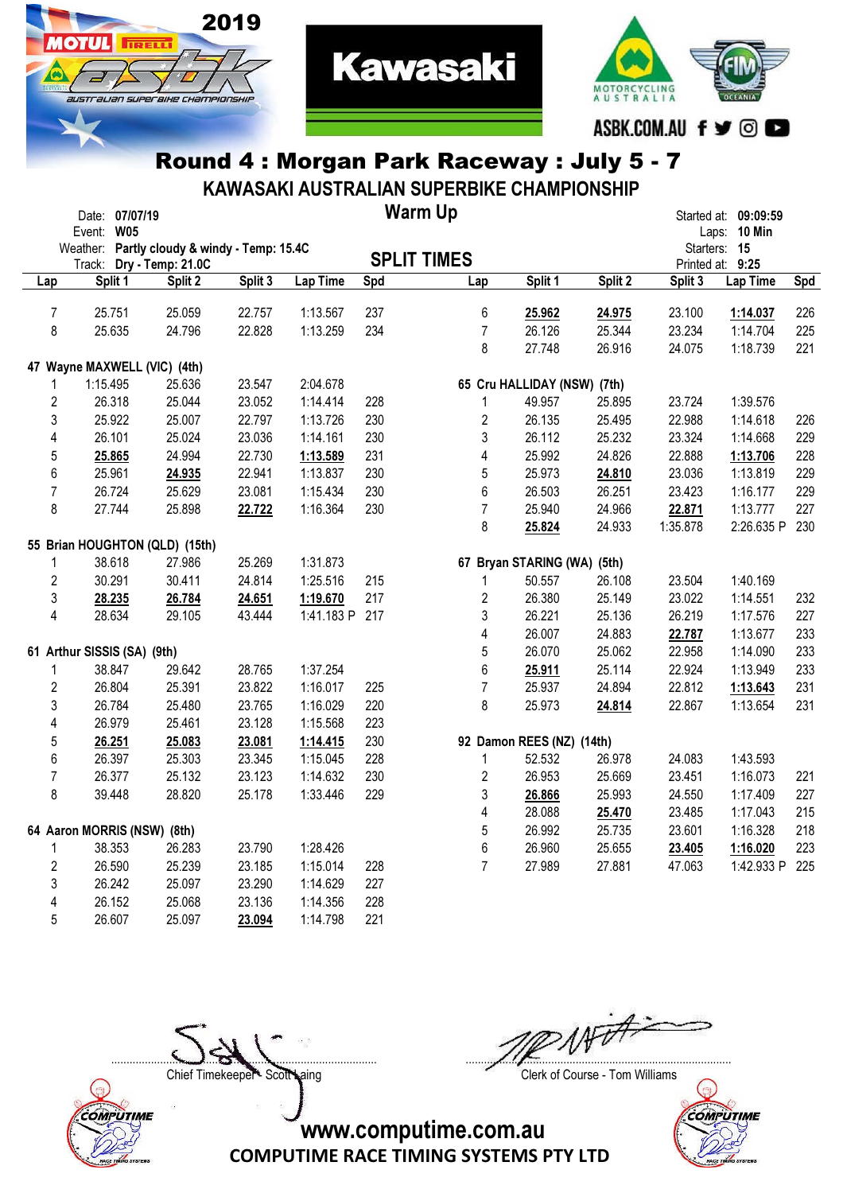# Round 4 : Morgan Park Raceway : July 5 - 7

## KAWASAKI AUSTRALIAN SUPERBIKE CHAMPIONSHIP

Date: 07/07/19
Event: W05
Weather: Partly cloudy & windy - Temp: 15.4C
Track: Dry - Temp: 21.0C

**Warm Up**

**SPLIT TIMES**

Started at: 09:09:59
Laps: 10 Min
Starters: 15
Printed at: 9:25

| Lap | Split 1 | Split 2 | Split 3 | Lap Time | Spd |
|---|---|---|---|---|---|
| 7 | 25.751 | 25.059 | 22.757 | 1:13.567 | 237 |
| 8 | 25.635 | 24.796 | 22.828 | 1:13.259 | 234 |

**47 Wayne MAXWELL (VIC) (4th)**

| Lap | Split 1 | Split 2 | Split 3 | Lap Time | Spd |
|---|---|---|---|---|---|
| 1 | 1:15.495 | 25.636 | 23.547 | 2:04.678 | |
| 2 | 26.318 | 25.044 | 23.052 | 1:14.414 | 228 |
| 3 | 25.922 | 25.007 | 22.797 | 1:13.726 | 230 |
| 4 | 26.101 | 25.024 | 23.036 | 1:14.161 | 230 |
| 5 | **25.865** | 24.994 | 22.730 | **1:13.589** | 231 |
| 6 | 25.961 | **24.935** | 22.941 | 1:13.837 | 230 |
| 7 | 26.724 | 25.629 | 23.081 | 1:15.434 | 230 |
| 8 | 27.744 | 25.898 | **22.722** | 1:16.364 | 230 |

**55 Brian HOUGHTON (QLD) (15th)**

| Lap | Split 1 | Split 2 | Split 3 | Lap Time | Spd |
|---|---|---|---|---|---|
| 1 | 38.618 | 27.986 | 25.269 | 1:31.873 | |
| 2 | 30.291 | 30.411 | 24.814 | 1:25.516 | 215 |
| 3 | **28.235** | **26.784** | **24.651** | **1:19.670** | 217 |
| 4 | 28.634 | 29.105 | 43.444 | 1:41.183 P | 217 |

**61 Arthur SISSIS (SA) (9th)**

| Lap | Split 1 | Split 2 | Split 3 | Lap Time | Spd |
|---|---|---|---|---|---|
| 1 | 38.847 | 29.642 | 28.765 | 1:37.254 | |
| 2 | 26.804 | 25.391 | 23.822 | 1:16.017 | 225 |
| 3 | 26.784 | 25.480 | 23.765 | 1:16.029 | 220 |
| 4 | 26.979 | 25.461 | 23.128 | 1:15.568 | 223 |
| 5 | **26.251** | **25.083** | **23.081** | **1:14.415** | 230 |
| 6 | 26.397 | 25.303 | 23.345 | 1:15.045 | 228 |
| 7 | 26.377 | 25.132 | 23.123 | 1:14.632 | 230 |
| 8 | 39.448 | 28.820 | 25.178 | 1:33.446 | 229 |

**64 Aaron MORRIS (NSW) (8th)**

| Lap | Split 1 | Split 2 | Split 3 | Lap Time | Spd |
|---|---|---|---|---|---|
| 1 | 38.353 | 26.283 | 23.790 | 1:28.426 | |
| 2 | 26.590 | 25.239 | 23.185 | 1:15.014 | 228 |
| 3 | 26.242 | 25.097 | 23.290 | 1:14.629 | 227 |
| 4 | 26.152 | 25.068 | 23.136 | 1:14.356 | 228 |
| 5 | 26.607 | 25.097 | **23.094** | 1:14.798 | 221 |
| 6 | **25.962** | **24.975** | 23.100 | **1:14.037** | 226 |
| 7 | 26.126 | 25.344 | 23.234 | 1:14.704 | 225 |
| 8 | 27.748 | 26.916 | 24.075 | 1:18.739 | 221 |

**65 Cru HALLIDAY (NSW) (7th)**

| Lap | Split 1 | Split 2 | Split 3 | Lap Time | Spd |
|---|---|---|---|---|---|
| 1 | 49.957 | 25.895 | 23.724 | 1:39.576 | |
| 2 | 26.135 | 25.495 | 22.988 | 1:14.618 | 226 |
| 3 | 26.112 | 25.232 | 23.324 | 1:14.668 | 229 |
| 4 | 25.992 | 24.826 | 22.888 | **1:13.706** | 228 |
| 5 | 25.973 | **24.810** | 23.036 | 1:13.819 | 229 |
| 6 | 26.503 | 26.251 | 23.423 | 1:16.177 | 229 |
| 7 | 25.940 | 24.966 | **22.871** | 1:13.777 | 227 |
| 8 | **25.824** | 24.933 | 1:35.878 | 2:26.635 P | 230 |

**67 Bryan STARING (WA) (5th)**

| Lap | Split 1 | Split 2 | Split 3 | Lap Time | Spd |
|---|---|---|---|---|---|
| 1 | 50.557 | 26.108 | 23.504 | 1:40.169 | |
| 2 | 26.380 | 25.149 | 23.022 | 1:14.551 | 232 |
| 3 | 26.221 | 25.136 | 26.219 | 1:17.576 | 227 |
| 4 | 26.007 | 24.883 | **22.787** | 1:13.677 | 233 |
| 5 | 26.070 | 25.062 | 22.958 | 1:14.090 | 233 |
| 6 | **25.911** | 25.114 | 22.924 | 1:13.949 | 233 |
| 7 | 25.937 | 24.894 | 22.812 | **1:13.643** | 231 |
| 8 | 25.973 | **24.814** | 22.867 | 1:13.654 | 231 |

**92 Damon REES (NZ) (14th)**

| Lap | Split 1 | Split 2 | Split 3 | Lap Time | Spd |
|---|---|---|---|---|---|
| 1 | 52.532 | 26.978 | 24.083 | 1:43.593 | |
| 2 | 26.953 | 25.669 | 23.451 | 1:16.073 | 221 |
| 3 | **26.866** | 25.993 | 24.550 | 1:17.409 | 227 |
| 4 | 28.088 | **25.470** | 23.485 | 1:17.043 | 215 |
| 5 | 26.992 | 25.735 | 23.601 | 1:16.328 | 218 |
| 6 | 26.960 | 25.655 | **23.405** | **1:16.020** | 223 |
| 7 | 27.989 | 27.881 | 47.063 | 1:42.933 P | 225 |

Chief Timekeeper - Scott Laing

Clerk of Course - Tom Williams

www.computime.com.au
COMPUTIME RACE TIMING SYSTEMS PTY LTD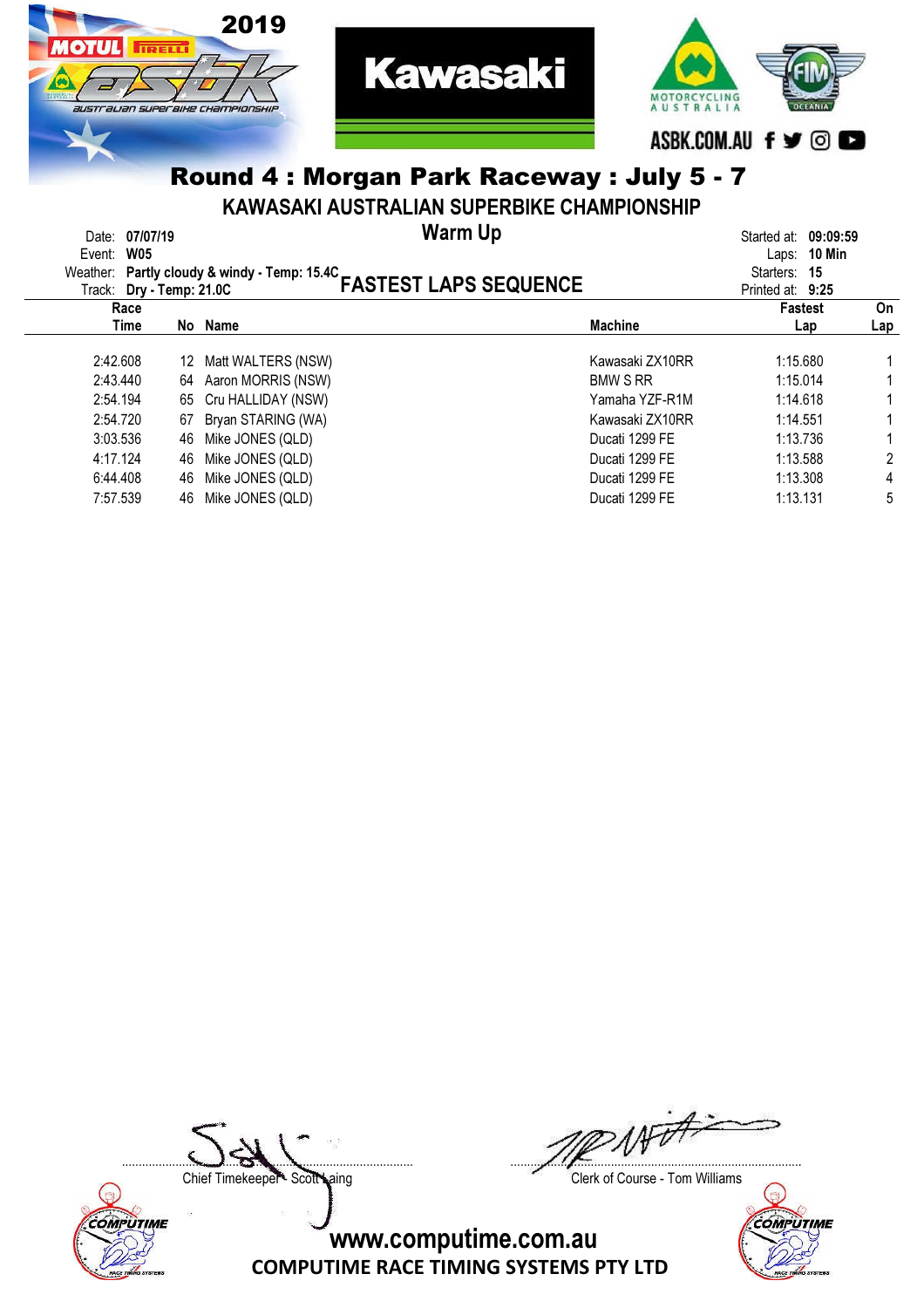2019

ASBK.COM.AU

## Round 4 : Morgan Park Raceway : July 5 - 7

### KAWASAKI AUSTRALIAN SUPERBIKE CHAMPIONSHIP

### Warm Up

### FASTEST LAPS SEQUENCE

Date: **07/07/19**
Event: **W05**
Weather: **Partly cloudy & windy - Temp: 15.4C**
Track: **Dry - Temp: 21.0C**

Started at: **09:09:59**
Laps: **10 Min**
Starters: **15**
Printed at: **9:25**

| Race Time | No | Name | Machine | Fastest Lap | On Lap |
|---|---|---|---|---|---|
| 2:42.608 | 12 | Matt WALTERS (NSW) | Kawasaki ZX10RR | 1:15.680 | 1 |
| 2:43.440 | 64 | Aaron MORRIS (NSW) | BMW S RR | 1:15.014 | 1 |
| 2:54.194 | 65 | Cru HALLIDAY (NSW) | Yamaha YZF-R1M | 1:14.618 | 1 |
| 2:54.720 | 67 | Bryan STARING (WA) | Kawasaki ZX10RR | 1:14.551 | 1 |
| 3:03.536 | 46 | Mike JONES (QLD) | Ducati 1299 FE | 1:13.736 | 1 |
| 4:17.124 | 46 | Mike JONES (QLD) | Ducati 1299 FE | 1:13.588 | 2 |
| 6:44.408 | 46 | Mike JONES (QLD) | Ducati 1299 FE | 1:13.308 | 4 |
| 7:57.539 | 46 | Mike JONES (QLD) | Ducati 1299 FE | 1:13.131 | 5 |

Chief Timekeeper - Scott Laing

Clerk of Course - Tom Williams

www.computime.com.au
COMPUTIME RACE TIMING SYSTEMS PTY LTD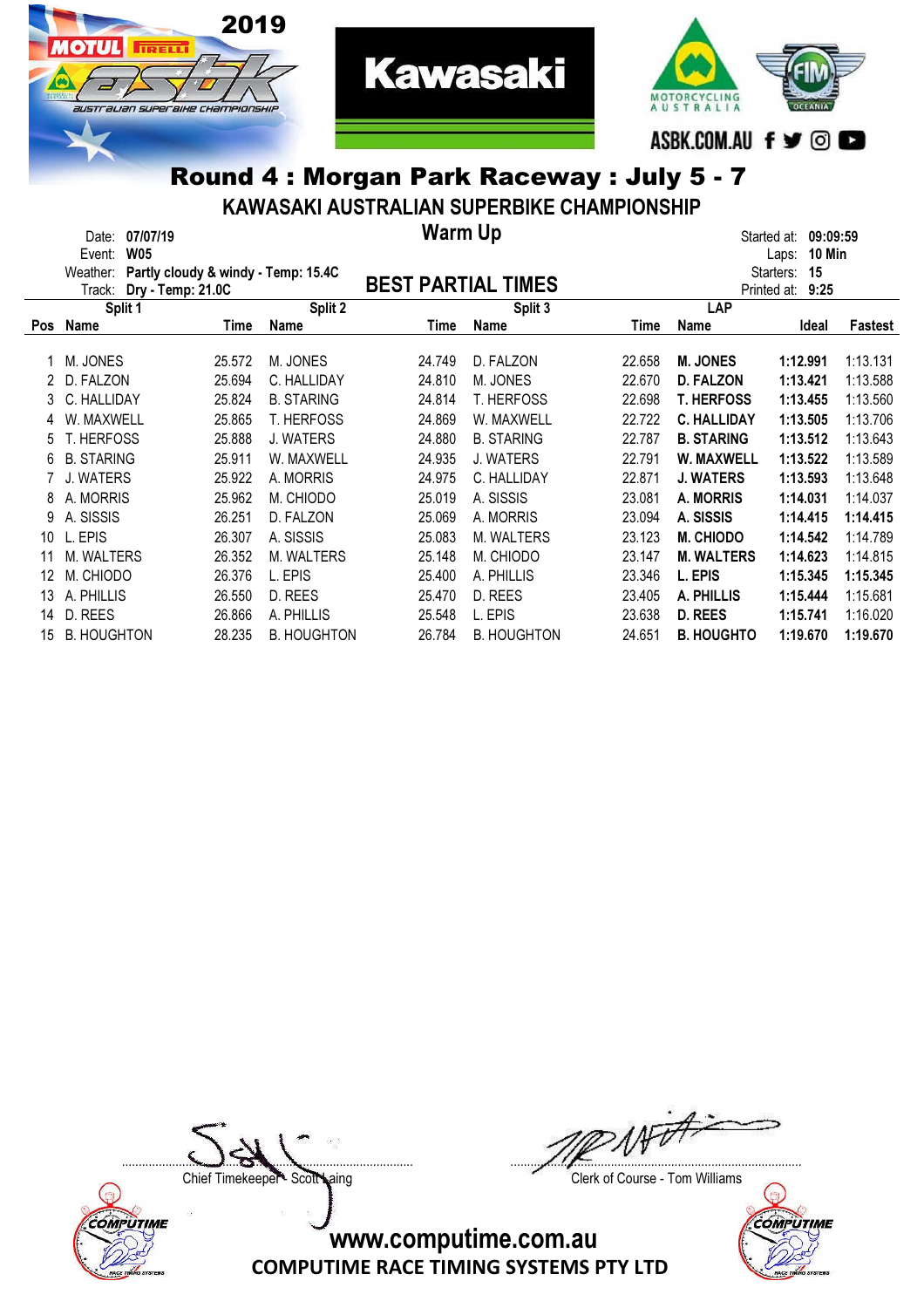# Round 4 : Morgan Park Raceway : July 5 - 7

## KAWASAKI AUSTRALIAN SUPERBIKE CHAMPIONSHIP

Date: **07/07/19**
Event: **W05**
Weather: **Partly cloudy & windy - Temp: 15.4C**
Track: **Dry - Temp: 21.0C**

## Warm Up

## BEST PARTIAL TIMES

Started at: **09:09:59**
Laps: **10 Min**
Starters: **15**
Printed at: **9:25**

| Pos | Split 1 Name | Time | Split 2 Name | Time | Split 3 Name | Time | LAP Name | Ideal | Fastest |
|---|---|---|---|---|---|---|---|---|---|
| 1 | M. JONES | 25.572 | M. JONES | 24.749 | D. FALZON | 22.658 | **M. JONES** | **1:12.991** | 1:13.131 |
| 2 | D. FALZON | 25.694 | C. HALLIDAY | 24.810 | M. JONES | 22.670 | **D. FALZON** | **1:13.421** | 1:13.588 |
| 3 | C. HALLIDAY | 25.824 | B. STARING | 24.814 | T. HERFOSS | 22.698 | **T. HERFOSS** | **1:13.455** | 1:13.560 |
| 4 | W. MAXWELL | 25.865 | T. HERFOSS | 24.869 | W. MAXWELL | 22.722 | **C. HALLIDAY** | **1:13.505** | 1:13.706 |
| 5 | T. HERFOSS | 25.888 | J. WATERS | 24.880 | B. STARING | 22.787 | **B. STARING** | **1:13.512** | 1:13.643 |
| 6 | B. STARING | 25.911 | W. MAXWELL | 24.935 | J. WATERS | 22.791 | **W. MAXWELL** | **1:13.522** | 1:13.589 |
| 7 | J. WATERS | 25.922 | A. MORRIS | 24.975 | C. HALLIDAY | 22.871 | **J. WATERS** | **1:13.593** | 1:13.648 |
| 8 | A. MORRIS | 25.962 | M. CHIODO | 25.019 | A. SISSIS | 23.081 | **A. MORRIS** | **1:14.031** | 1:14.037 |
| 9 | A. SISSIS | 26.251 | D. FALZON | 25.069 | A. MORRIS | 23.094 | **A. SISSIS** | **1:14.415** | **1:14.415** |
| 10 | L. EPIS | 26.307 | A. SISSIS | 25.083 | M. WALTERS | 23.123 | **M. CHIODO** | **1:14.542** | 1:14.789 |
| 11 | M. WALTERS | 26.352 | M. WALTERS | 25.148 | M. CHIODO | 23.147 | **M. WALTERS** | **1:14.623** | 1:14.815 |
| 12 | M. CHIODO | 26.376 | L. EPIS | 25.400 | A. PHILLIS | 23.346 | **L. EPIS** | **1:15.345** | **1:15.345** |
| 13 | A. PHILLIS | 26.550 | D. REES | 25.470 | D. REES | 23.405 | **A. PHILLIS** | **1:15.444** | 1:15.681 |
| 14 | D. REES | 26.866 | A. PHILLIS | 25.548 | L. EPIS | 23.638 | **D. REES** | **1:15.741** | 1:16.020 |
| 15 | B. HOUGHTON | 28.235 | B. HOUGHTON | 26.784 | B. HOUGHTON | 24.651 | **B. HOUGHTO** | **1:19.670** | **1:19.670** |

Chief Timekeeper - Scott Laing

Clerk of Course - Tom Williams

www.computime.com.au
COMPUTIME RACE TIMING SYSTEMS PTY LTD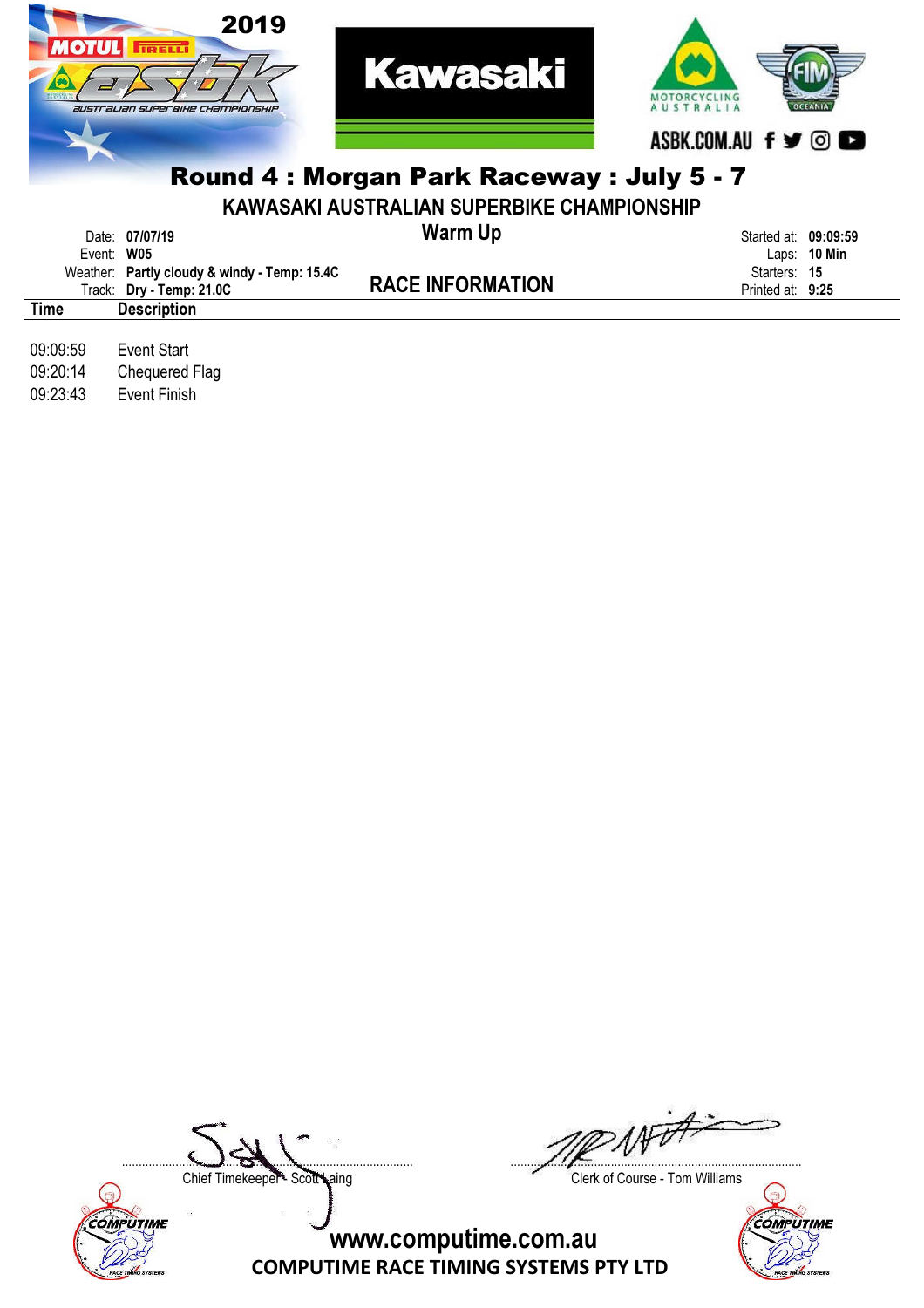2019

## Round 4 : Morgan Park Raceway : July 5 - 7

### KAWASAKI AUSTRALIAN SUPERBIKE CHAMPIONSHIP

### Warm Up

Date: **07/07/19**
Event: **W05**
Weather: **Partly cloudy & windy - Temp: 15.4C**
Track: **Dry - Temp: 21.0C**

Started at: **09:09:59**
Laps: **10 Min**
Starters: **15**
Printed at: **9:25**

### RACE INFORMATION

| Time | Description |
|---|---|
| 09:09:59 | Event Start |
| 09:20:14 | Chequered Flag |
| 09:23:43 | Event Finish |

Chief Timekeeper - Scott Laing

Clerk of Course - Tom Williams

www.computime.com.au
COMPUTIME RACE TIMING SYSTEMS PTY LTD